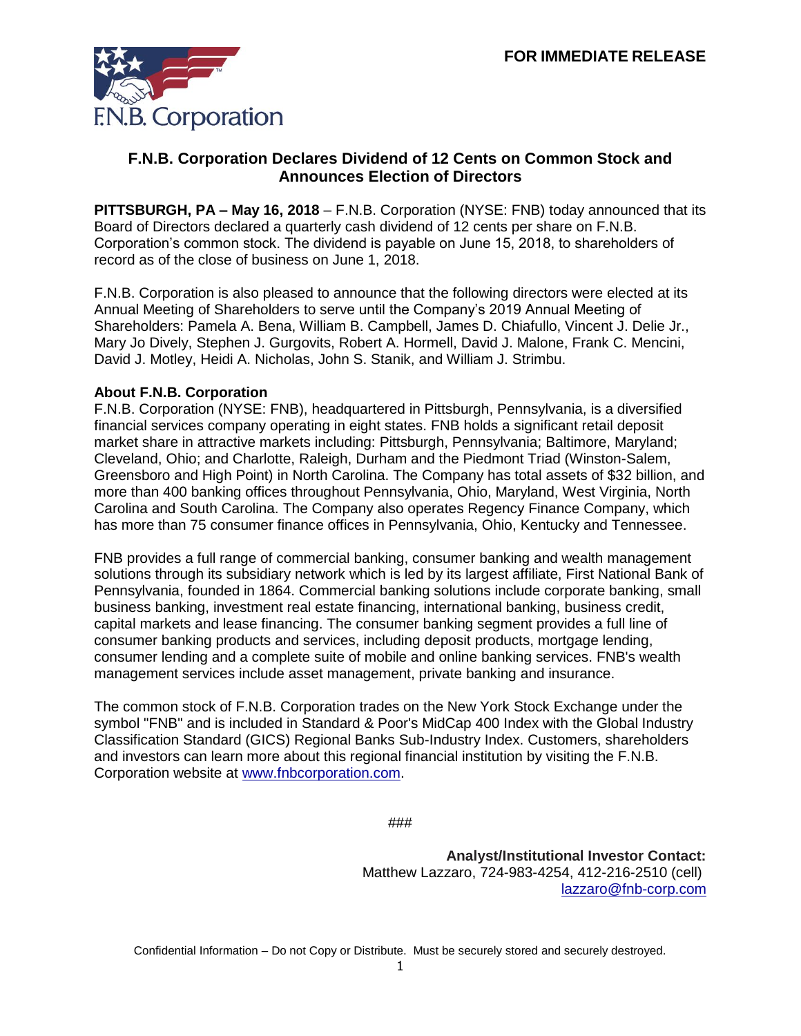**FOR IMMEDIATE RELEASE**

F.N.B. Corporation

# F.N.B. Corporation Declares Dividend of 12 Cents on Common Stock and Announces Election of Directors

**PITTSBURGH, PA – May 16, 2018** – F.N.B. Corporation (NYSE: FNB) today announced that its Board of Directors declared a quarterly cash dividend of 12 cents per share on F.N.B. Corporation's common stock. The dividend is payable on June 15, 2018, to shareholders of record as of the close of business on June 1, 2018.

F.N.B. Corporation is also pleased to announce that the following directors were elected at its Annual Meeting of Shareholders to serve until the Company's 2019 Annual Meeting of Shareholders: Pamela A. Bena, William B. Campbell, James D. Chiafullo, Vincent J. Delie Jr., Mary Jo Dively, Stephen J. Gurgovits, Robert A. Hormell, David J. Malone, Frank C. Mencini, David J. Motley, Heidi A. Nicholas, John S. Stanik, and William J. Strimbu.

**About F.N.B. Corporation**

F.N.B. Corporation (NYSE: FNB), headquartered in Pittsburgh, Pennsylvania, is a diversified financial services company operating in eight states. FNB holds a significant retail deposit market share in attractive markets including: Pittsburgh, Pennsylvania; Baltimore, Maryland; Cleveland, Ohio; and Charlotte, Raleigh, Durham and the Piedmont Triad (Winston-Salem, Greensboro and High Point) in North Carolina. The Company has total assets of $32 billion, and more than 400 banking offices throughout Pennsylvania, Ohio, Maryland, West Virginia, North Carolina and South Carolina. The Company also operates Regency Finance Company, which has more than 75 consumer finance offices in Pennsylvania, Ohio, Kentucky and Tennessee.

FNB provides a full range of commercial banking, consumer banking and wealth management solutions through its subsidiary network which is led by its largest affiliate, First National Bank of Pennsylvania, founded in 1864. Commercial banking solutions include corporate banking, small business banking, investment real estate financing, international banking, business credit, capital markets and lease financing. The consumer banking segment provides a full line of consumer banking products and services, including deposit products, mortgage lending, consumer lending and a complete suite of mobile and online banking services. FNB's wealth management services include asset management, private banking and insurance.

The common stock of F.N.B. Corporation trades on the New York Stock Exchange under the symbol "FNB" and is included in Standard & Poor's MidCap 400 Index with the Global Industry Classification Standard (GICS) Regional Banks Sub-Industry Index. Customers, shareholders and investors can learn more about this regional financial institution by visiting the F.N.B. Corporation website at www.fnbcorporation.com.

###

**Analyst/Institutional Investor Contact:**
Matthew Lazzaro, 724-983-4254, 412-216-2510 (cell)
lazzaro@fnb-corp.com

Confidential Information – Do not Copy or Distribute. Must be securely stored and securely destroyed.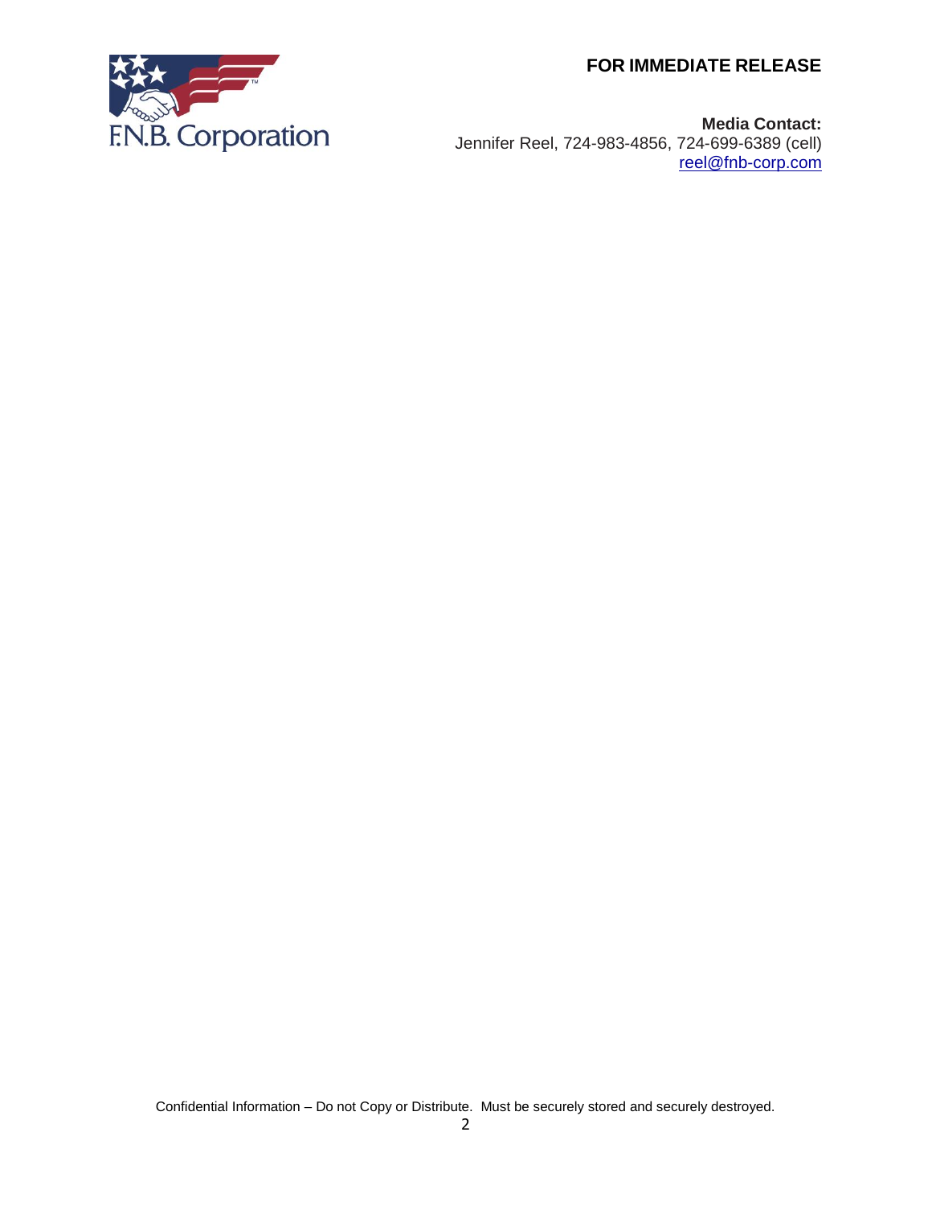**FOR IMMEDIATE RELEASE**

F.N.B. Corporation

**Media Contact:**
Jennifer Reel, 724-983-4856, 724-699-6389 (cell)
reel@fnb-corp.com

Confidential Information – Do not Copy or Distribute. Must be securely stored and securely destroyed.